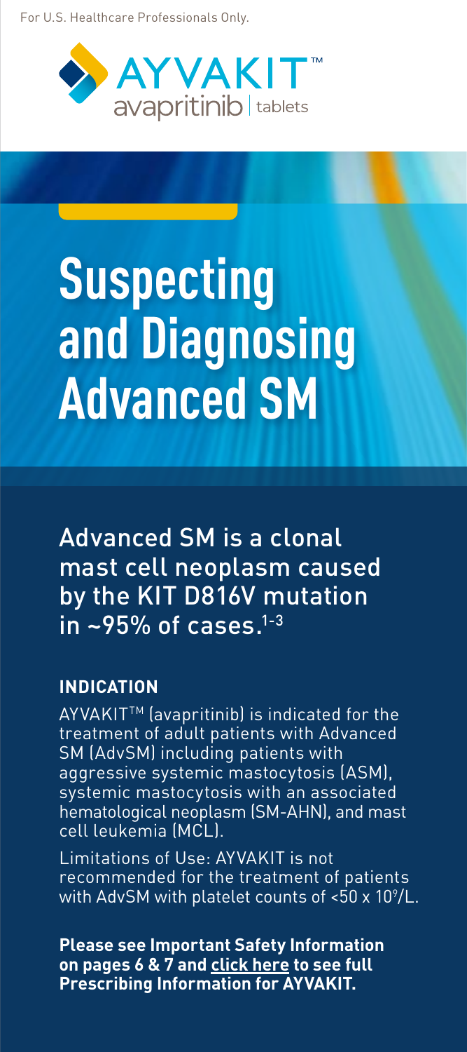For U.S. Healthcare Professionals Only.

AYVAKIT™
avapritinib | tablets

# Suspecting and Diagnosing Advanced SM

Advanced SM is a clonal mast cell neoplasm caused by the KIT D816V mutation in ~95% of cases.[1-3]

## INDICATION

AYVAKIT™ (avapritinib) is indicated for the treatment of adult patients with Advanced SM (AdvSM) including patients with aggressive systemic mastocytosis (ASM), systemic mastocytosis with an associated hematological neoplasm (SM-AHN), and mast cell leukemia (MCL).

Limitations of Use: AYVAKIT is not recommended for the treatment of patients with AdvSM with platelet counts of <50 x $10^9$/L.

**Please see Important Safety Information on pages 6 & 7 and click here to see full Prescribing Information for AYVAKIT.**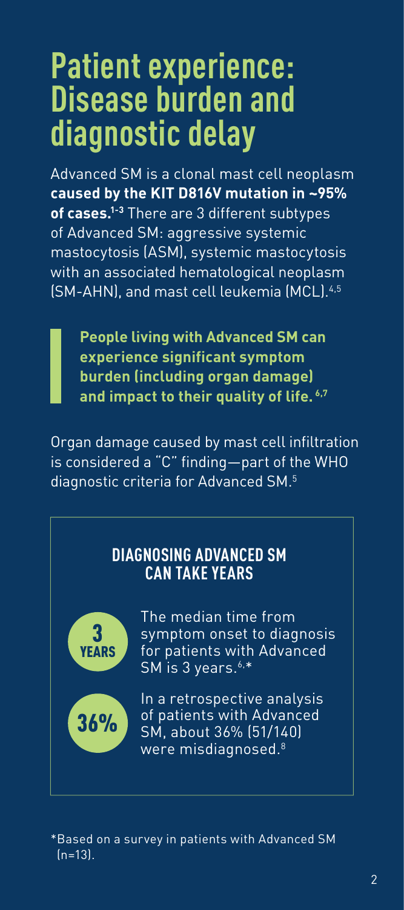# Patient experience: Disease burden and diagnostic delay

Advanced SM is a clonal mast cell neoplasm **caused by the KIT D816V mutation in ~95% of cases.[1-3]** There are 3 different subtypes of Advanced SM: aggressive systemic mastocytosis (ASM), systemic mastocytosis with an associated hematological neoplasm (SM-AHN), and mast cell leukemia (MCL).[4,5]

> **People living with Advanced SM can experience significant symptom burden (including organ damage) and impact to their quality of life.[6,7]**

Organ damage caused by mast cell infiltration is considered a "C" finding—part of the WHO diagnostic criteria for Advanced SM.[5]

## DIAGNOSING ADVANCED SM CAN TAKE YEARS

**3 YEARS**

The median time from symptom onset to diagnosis for patients with Advanced SM is 3 years.[6,*]

**36%**

In a retrospective analysis of patients with Advanced SM, about 36% (51/140) were misdiagnosed.[8]

*Based on a survey in patients with Advanced SM (n=13).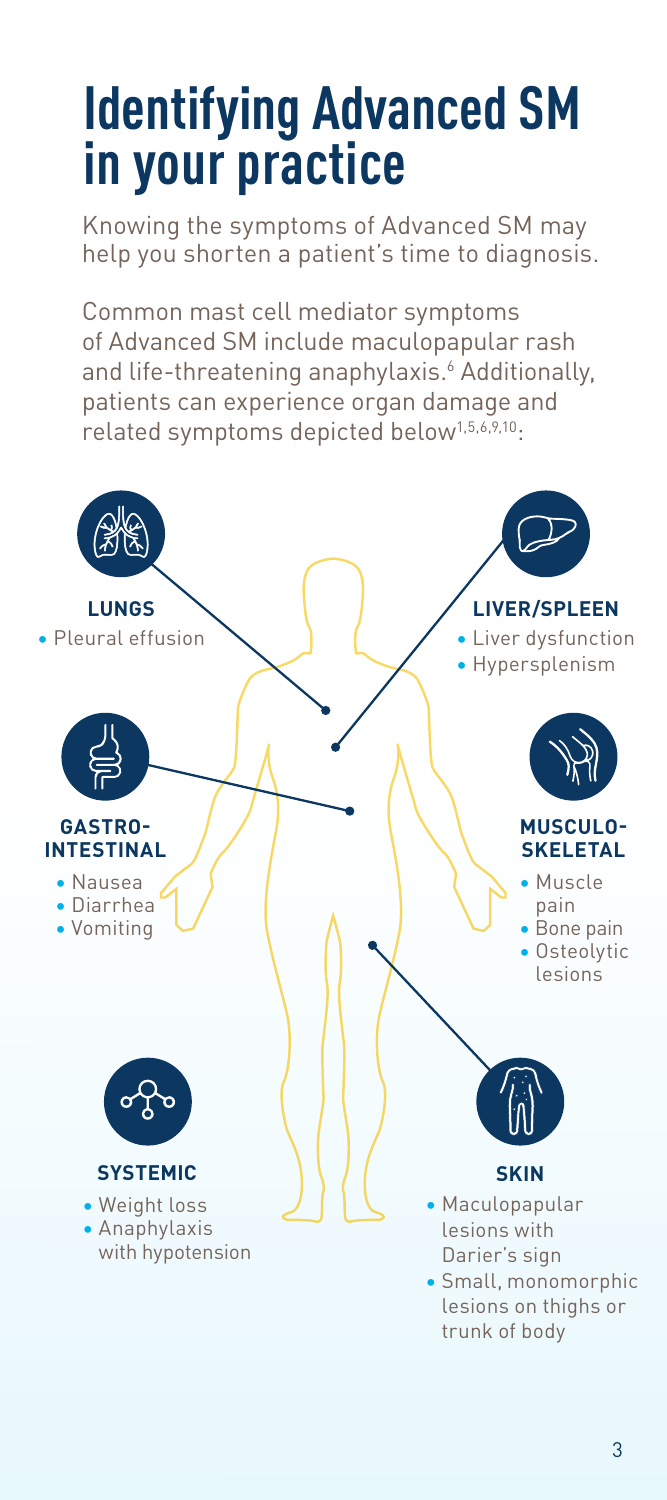# Identifying Advanced SM in your practice

Knowing the symptoms of Advanced SM may help you shorten a patient's time to diagnosis.

Common mast cell mediator symptoms of Advanced SM include maculopapular rash and life-threatening anaphylaxis.[6] Additionally, patients can experience organ damage and related symptoms depicted below[1,5,6,9,10]:

**LUNGS**

- Pleural effusion

**LIVER/SPLEEN**

- Liver dysfunction
- Hypersplenism

**GASTRO-INTESTINAL**

- Nausea
- Diarrhea
- Vomiting

**MUSCULO-SKELETAL**

- Muscle pain
- Bone pain
- Osteolytic lesions

**SYSTEMIC**

- Weight loss
- Anaphylaxis with hypotension

**SKIN**

- Maculopapular lesions with Darier's sign
- Small, monomorphic lesions on thighs or trunk of body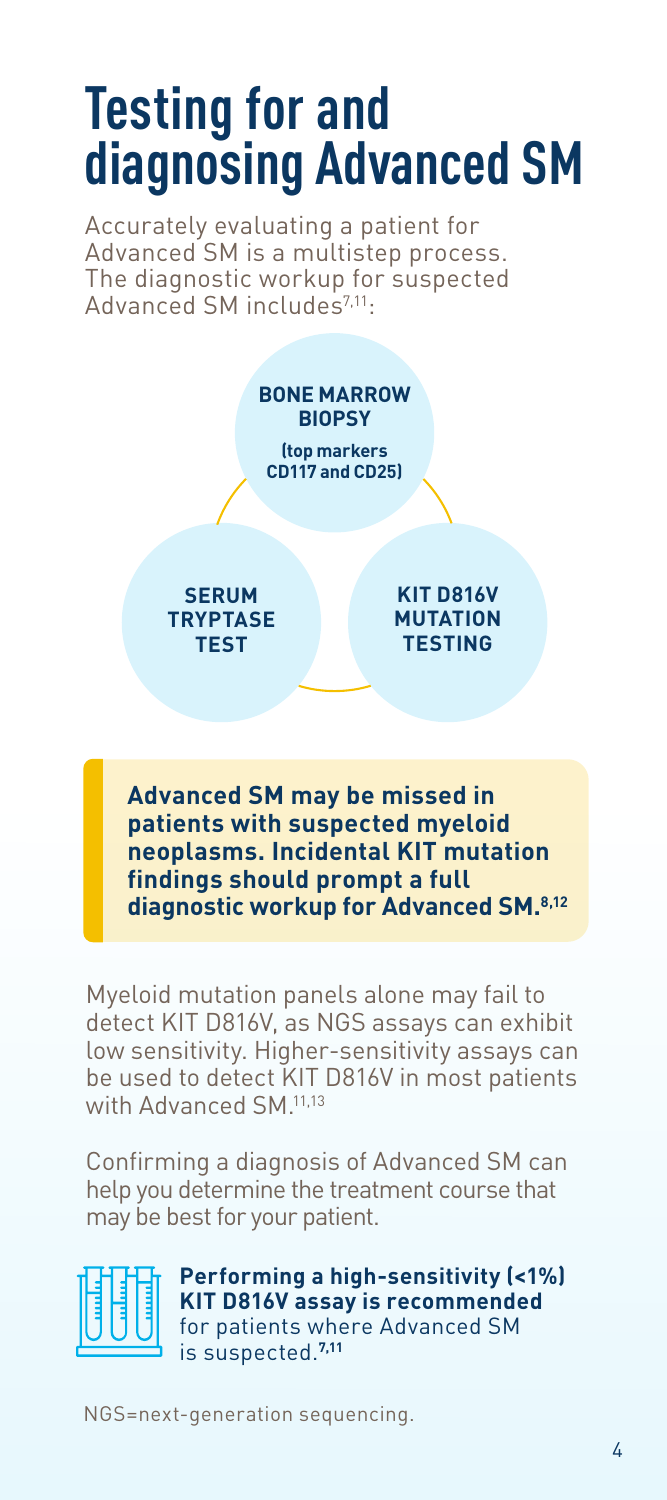# Testing for and diagnosing Advanced SM

Accurately evaluating a patient for Advanced SM is a multistep process. The diagnostic workup for suspected Advanced SM includes[7,11]:

- **BONE MARROW BIOPSY** (top markers CD117 and CD25)
- **SERUM TRYPTASE TEST**
- **KIT D816V MUTATION TESTING**

**Advanced SM may be missed in patients with suspected myeloid neoplasms. Incidental KIT mutation findings should prompt a full diagnostic workup for Advanced SM.[8,12]**

Myeloid mutation panels alone may fail to detect KIT D816V, as NGS assays can exhibit low sensitivity. Higher-sensitivity assays can be used to detect KIT D816V in most patients with Advanced SM.[11,13]

Confirming a diagnosis of Advanced SM can help you determine the treatment course that may be best for your patient.

**Performing a high-sensitivity (<1%) KIT D816V assay is recommended** for patients where Advanced SM is suspected.[7,11]

NGS=next-generation sequencing.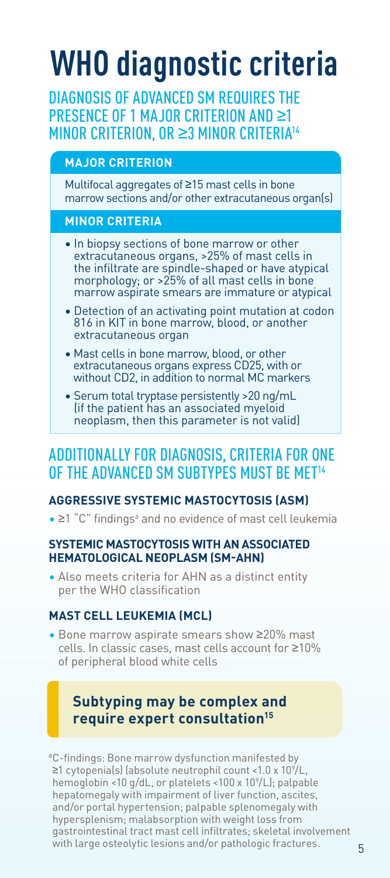# WHO diagnostic criteria

## DIAGNOSIS OF ADVANCED SM REQUIRES THE PRESENCE OF 1 MAJOR CRITERION AND ≥1 MINOR CRITERION, OR ≥3 MINOR CRITERIA[14]

### MAJOR CRITERION

Multifocal aggregates of ≥15 mast cells in bone marrow sections and/or other extracutaneous organ(s)

### MINOR CRITERIA

- In biopsy sections of bone marrow or other extracutaneous organs, >25% of mast cells in the infiltrate are spindle-shaped or have atypical morphology; or >25% of all mast cells in bone marrow aspirate smears are immature or atypical
- Detection of an activating point mutation at codon 816 in KIT in bone marrow, blood, or another extracutaneous organ
- Mast cells in bone marrow, blood, or other extracutaneous organs express CD25, with or without CD2, in addition to normal MC markers
- Serum total tryptase persistently >20 ng/mL (if the patient has an associated myeloid neoplasm, then this parameter is not valid)

## ADDITIONALLY FOR DIAGNOSIS, CRITERIA FOR ONE OF THE ADVANCED SM SUBTYPES MUST BE MET[14]

### AGGRESSIVE SYSTEMIC MASTOCYTOSIS (ASM)

- ≥1 "C" findings[a] and no evidence of mast cell leukemia

### SYSTEMIC MASTOCYTOSIS WITH AN ASSOCIATED HEMATOLOGICAL NEOPLASM (SM-AHN)

- Also meets criteria for AHN as a distinct entity per the WHO classification

### MAST CELL LEUKEMIA (MCL)

- Bone marrow aspirate smears show ≥20% mast cells. In classic cases, mast cells account for ≥10% of peripheral blood white cells

**Subtyping may be complex and require expert consultation[15]**

[a]C-findings: Bone marrow dysfunction manifested by ≥1 cytopenia(s) (absolute neutrophil count <1.0 x $10^9$/L, hemoglobin <10 g/dL, or platelets <100 x $10^9$/L); palpable hepatomegaly with impairment of liver function, ascites, and/or portal hypertension; palpable splenomegaly with hypersplenism; malabsorption with weight loss from gastrointestinal tract mast cell infiltrates; skeletal involvement with large osteolytic lesions and/or pathologic fractures.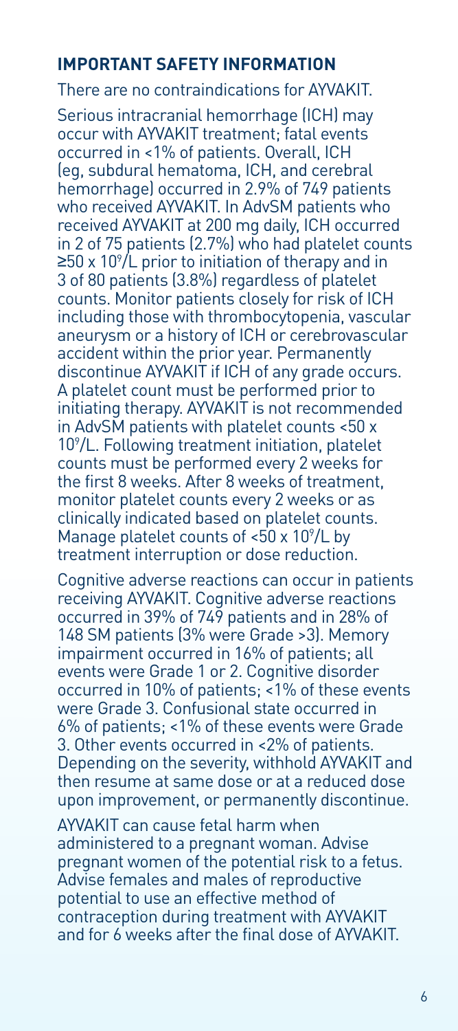## IMPORTANT SAFETY INFORMATION

There are no contraindications for AYVAKIT.

Serious intracranial hemorrhage (ICH) may occur with AYVAKIT treatment; fatal events occurred in <1% of patients. Overall, ICH (eg, subdural hematoma, ICH, and cerebral hemorrhage) occurred in 2.9% of 749 patients who received AYVAKIT. In AdvSM patients who received AYVAKIT at 200 mg daily, ICH occurred in 2 of 75 patients (2.7%) who had platelet counts ≥50 x $10^9$/L prior to initiation of therapy and in 3 of 80 patients (3.8%) regardless of platelet counts. Monitor patients closely for risk of ICH including those with thrombocytopenia, vascular aneurysm or a history of ICH or cerebrovascular accident within the prior year. Permanently discontinue AYVAKIT if ICH of any grade occurs. A platelet count must be performed prior to initiating therapy. AYVAKIT is not recommended in AdvSM patients with platelet counts <50 x $10^9$/L. Following treatment initiation, platelet counts must be performed every 2 weeks for the first 8 weeks. After 8 weeks of treatment, monitor platelet counts every 2 weeks or as clinically indicated based on platelet counts. Manage platelet counts of <50 x $10^9$/L by treatment interruption or dose reduction.

Cognitive adverse reactions can occur in patients receiving AYVAKIT. Cognitive adverse reactions occurred in 39% of 749 patients and in 28% of 148 SM patients (3% were Grade >3). Memory impairment occurred in 16% of patients; all events were Grade 1 or 2. Cognitive disorder occurred in 10% of patients; <1% of these events were Grade 3. Confusional state occurred in 6% of patients; <1% of these events were Grade 3. Other events occurred in <2% of patients. Depending on the severity, withhold AYVAKIT and then resume at same dose or at a reduced dose upon improvement, or permanently discontinue.

AYVAKIT can cause fetal harm when administered to a pregnant woman. Advise pregnant women of the potential risk to a fetus. Advise females and males of reproductive potential to use an effective method of contraception during treatment with AYVAKIT and for 6 weeks after the final dose of AYVAKIT.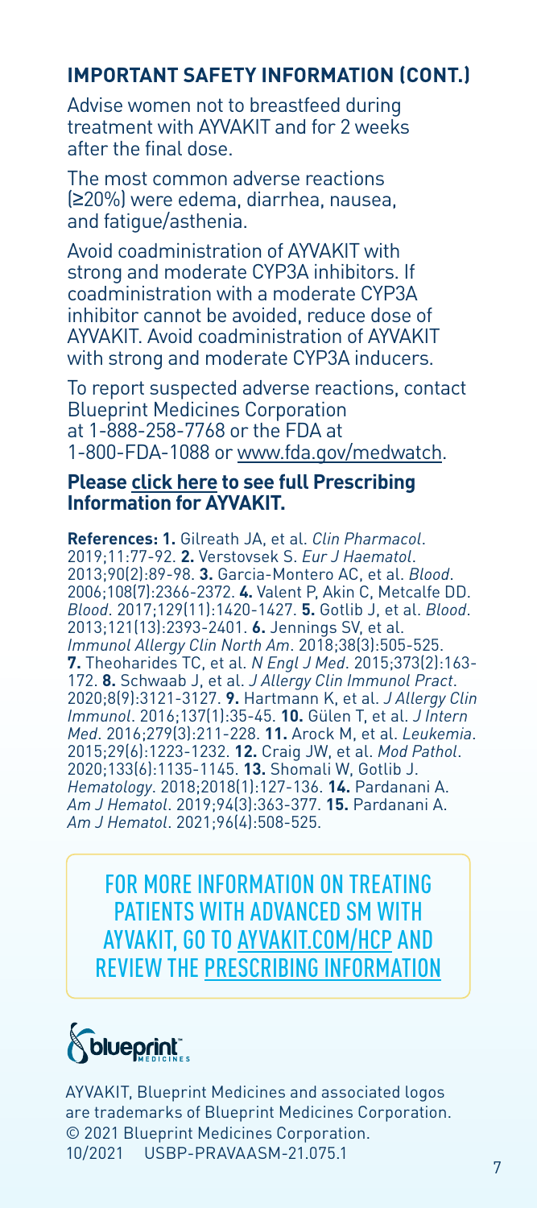## IMPORTANT SAFETY INFORMATION (CONT.)

Advise women not to breastfeed during treatment with AYVAKIT and for 2 weeks after the final dose.

The most common adverse reactions (≥20%) were edema, diarrhea, nausea, and fatigue/asthenia.

Avoid coadministration of AYVAKIT with strong and moderate CYP3A inhibitors. If coadministration with a moderate CYP3A inhibitor cannot be avoided, reduce dose of AYVAKIT. Avoid coadministration of AYVAKIT with strong and moderate CYP3A inducers.

To report suspected adverse reactions, contact Blueprint Medicines Corporation at 1-888-258-7768 or the FDA at 1-800-FDA-1088 or www.fda.gov/medwatch.

**Please click here to see full Prescribing Information for AYVAKIT.**

**References: 1.** Gilreath JA, et al. *Clin Pharmacol*. 2019;11:77-92. **2.** Verstovsek S. *Eur J Haematol*. 2013;90(2):89-98. **3.** Garcia-Montero AC, et al. *Blood*. 2006;108(7):2366-2372. **4.** Valent P, Akin C, Metcalfe DD. *Blood*. 2017;129(11):1420-1427. **5.** Gotlib J, et al. *Blood*. 2013;121(13):2393-2401. **6.** Jennings SV, et al. *Immunol Allergy Clin North Am*. 2018;38(3):505-525. **7.** Theoharides TC, et al. *N Engl J Med*. 2015;373(2):163-172. **8.** Schwaab J, et al. *J Allergy Clin Immunol Pract*. 2020;8(9):3121-3127. **9.** Hartmann K, et al. *J Allergy Clin Immunol*. 2016;137(1):35-45. **10.** Gülen T, et al. *J Intern Med*. 2016;279(3):211-228. **11.** Arock M, et al. *Leukemia*. 2015;29(6):1223-1232. **12.** Craig JW, et al. *Mod Pathol*. 2020;133(6):1135-1145. **13.** Shomali W, Gotlib J. *Hematology*. 2018;2018(1):127-136. **14.** Pardanani A. *Am J Hematol*. 2019;94(3):363-377. **15.** Pardanani A. *Am J Hematol*. 2021;96(4):508-525.

FOR MORE INFORMATION ON TREATING PATIENTS WITH ADVANCED SM WITH AYVAKIT, GO TO AYVAKIT.COM/HCP AND REVIEW THE PRESCRIBING INFORMATION

blueprint MEDICINES

AYVAKIT, Blueprint Medicines and associated logos are trademarks of Blueprint Medicines Corporation.
© 2021 Blueprint Medicines Corporation.
10/2021 USBP-PRAVAASM-21.075.1